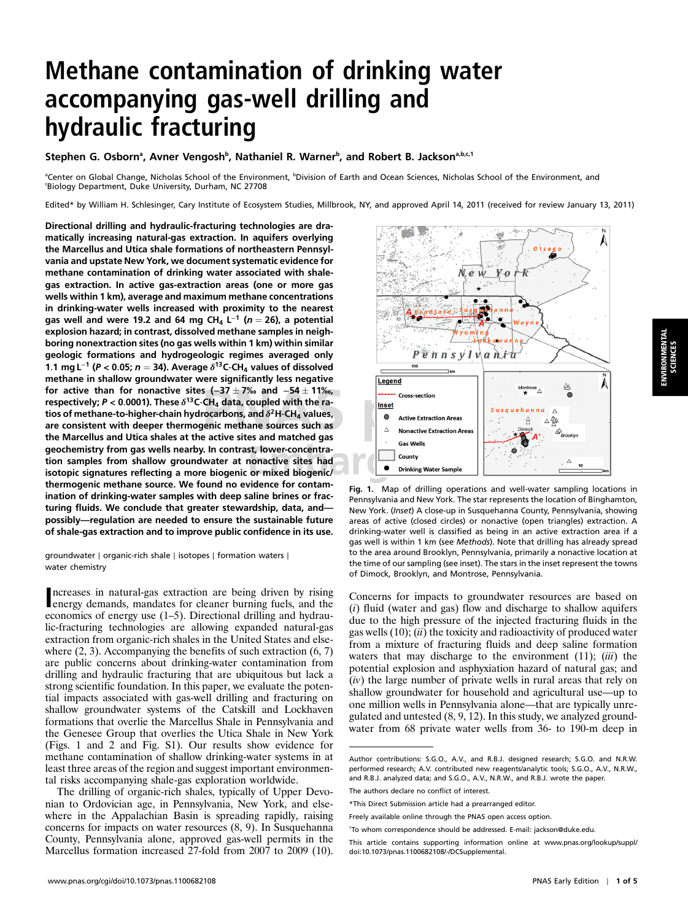# Methane contamination of drinking water accompanying gas-well drilling and hydraulic fracturing

Stephen G. Osborn[a], Avner Vengosh[b], Nathaniel R. Warner[b], and Robert B. Jackson[a,b,c,1]

[a]Center on Global Change, Nicholas School of the Environment, [b]Division of Earth and Ocean Sciences, Nicholas School of the Environment, and [c]Biology Department, Duke University, Durham, NC 27708

Edited* by William H. Schlesinger, Cary Institute of Ecosystem Studies, Millbrook, NY, and approved April 14, 2011 (received for review January 13, 2011)

**Directional drilling and hydraulic-fracturing technologies are dramatically increasing natural-gas extraction. In aquifers overlying the Marcellus and Utica shale formations of northeastern Pennsylvania and upstate New York, we document systematic evidence for methane contamination of drinking water associated with shale-gas extraction. In active gas-extraction areas (one or more gas wells within 1 km), average and maximum methane concentrations in drinking-water wells increased with proximity to the nearest gas well and were 19.2 and 64 mg $CH_4$ $L^{-1}$ ($n = 26$), a potential explosion hazard; in contrast, dissolved methane samples in neighboring nonextraction sites (no gas wells within 1 km) within similar geologic formations and hydrogeologic regimes averaged only 1.1 mg $L^{-1}$ ($P < 0.05$; $n = 34$). Average $\delta^{13}C$-$CH_4$ values of dissolved methane in shallow groundwater were significantly less negative for active than for nonactive sites ($-37 \pm 7$‰ and $-54 \pm 11$‰, respectively; $P < 0.0001$). These $\delta^{13}C$-$CH_4$ data, coupled with the ratios of methane-to-higher-chain hydrocarbons, and $\delta^{2}H$-$CH_4$ values, are consistent with deeper thermogenic methane sources such as the Marcellus and Utica shales at the active sites and matched gas geochemistry from gas wells nearby. In contrast, lower-concentration samples from shallow groundwater at nonactive sites had isotopic signatures reflecting a more biogenic or mixed biogenic/thermogenic methane source. We found no evidence for contamination of drinking-water samples with deep saline brines or fracturing fluids. We conclude that greater stewardship, data, and—possibly—regulation are needed to ensure the sustainable future of shale-gas extraction and to improve public confidence in its use.**

groundwater | organic-rich shale | isotopes | formation waters | water chemistry

Increases in natural-gas extraction are being driven by rising energy demands, mandates for cleaner burning fuels, and the economics of energy use (1–5). Directional drilling and hydraulic-fracturing technologies are allowing expanded natural-gas extraction from organic-rich shales in the United States and elsewhere (2, 3). Accompanying the benefits of such extraction (6, 7) are public concerns about drinking-water contamination from drilling and hydraulic fracturing that are ubiquitous but lack a strong scientific foundation. In this paper, we evaluate the potential impacts associated with gas-well drilling and fracturing on shallow groundwater systems of the Catskill and Lockhaven formations that overlie the Marcellus Shale in Pennsylvania and the Genesee Group that overlies the Utica Shale in New York (Figs. 1 and 2 and Fig. S1). Our results show evidence for methane contamination of shallow drinking-water systems in at least three areas of the region and suggest important environmental risks accompanying shale-gas exploration worldwide.

The drilling of organic-rich shales, typically of Upper Devonian to Ordovician age, in Pennsylvania, New York, and elsewhere in the Appalachian Basin is spreading rapidly, raising concerns for impacts on water resources (8, 9). In Susquehanna County, Pennsylvania alone, approved gas-well permits in the Marcellus formation increased 27-fold from 2007 to 2009 (10).

Otsego
New York
A
Bradford
Susquehanna
A'
Wayne
Wyoming
Lackawanna
Pennsylvania
100 km

Legend
Cross-section
Inset
Active Extraction Areas
Nonactive Extraction Areas
Gas Wells
County
Drinking Water Sample

Montrose
Susquehanna
Dimock
A'
Brooklyn
10 km

Fig. 1. Map of drilling operations and well-water sampling locations in Pennsylvania and New York. The star represents the location of Binghamton, New York. (*Inset*) A close-up in Susquehanna County, Pennsylvania, showing areas of active (closed circles) or nonactive (open triangles) extraction. A drinking-water well is classified as being in an active extraction area if a gas well is within 1 km (see *Methods*). Note that drilling has already spread to the area around Brooklyn, Pennsylvania, primarily a nonactive location at the time of our sampling (see inset). The stars in the inset represent the towns of Dimock, Brooklyn, and Montrose, Pennsylvania.

Concerns for impacts to groundwater resources are based on (*i*) fluid (water and gas) flow and discharge to shallow aquifers due to the high pressure of the injected fracturing fluids in the gas wells (10); (*ii*) the toxicity and radioactivity of produced water from a mixture of fracturing fluids and deep saline formation waters that may discharge to the environment (11); (*iii*) the potential explosion and asphyxiation hazard of natural gas; and (*iv*) the large number of private wells in rural areas that rely on shallow groundwater for household and agricultural use—up to one million wells in Pennsylvania alone—that are typically unregulated and untested (8, 9, 12). In this study, we analyzed groundwater from 68 private water wells from 36- to 190-m deep in

Author contributions: S.G.O., A.V., and R.B.J. designed research; S.G.O. and N.R.W. performed research; A.V. contributed new reagents/analytic tools; S.G.O., A.V., N.R.W., and R.B.J. analyzed data; and S.G.O., A.V., N.R.W., and R.B.J. wrote the paper.

The authors declare no conflict of interest.

*This Direct Submission article had a prearranged editor.

Freely available online through the PNAS open access option.

[1]To whom correspondence should be addressed. E-mail: jackson@duke.edu.

This article contains supporting information online at www.pnas.org/lookup/suppl/doi:10.1073/pnas.1100682108/-/DCSupplemental.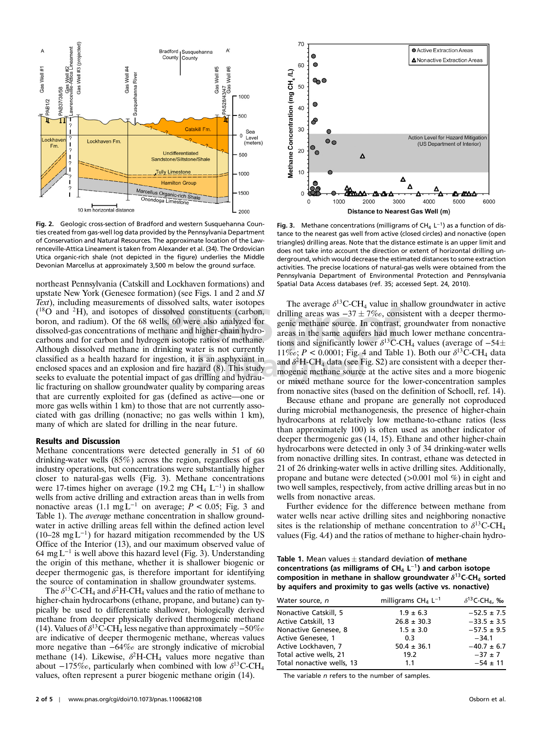A

A'

Gas Well #1

PAB1/2

PAB37/38/58

Gas Well #2

Lawrenceville-Attica Lineament

Gas Well #3 (projected)

Bradford County

Susquehanna County

Gas Well #4

Susquehanna River

Gas Well #5

PAS28/43/47

Gas Well #6

1000

500

0 Sea Level (meters)

500

1000

1500

2000

Lockhaven Fm.

Lockhaven Fm.

Catskill Fm.

Undifferentiated Sandstone/Siltstone/Shale

Tully Limestone

Hamilton Group

Marcellus Organic-rich Shale

Onondoga Limestone

10 km horizontal distance

**Fig. 2.** Geologic cross-section of Bradford and western Susquehanna Counties created from gas-well log data provided by the Pennsylvania Department of Conservation and Natural Resources. The approximate location of the Lawrenceville-Attica Lineament is taken from Alexander et al. (34). The Ordovician Utica organic-rich shale (not depicted in the figure) underlies the Middle Devonian Marcellus at approximately 3,500 m below the ground surface.

Methane Concentration (mg $CH_4$ /L)

Distance to Nearest Gas Well (m)

0 1000 2000 3000 4000 5000 6000

0 10 20 30 40 50 60 70

Active Extraction Areas

Nonactive Extraction Areas

Action Level for Hazard Mitigation (US Department of Interior)

**Fig. 3.** Methane concentrations (milligrams of $CH_4$ $L^{-1}$) as a function of distance to the nearest gas well from active (closed circles) and nonactive (open triangles) drilling areas. Note that the distance estimate is an upper limit and does not take into account the direction or extent of horizontal drilling underground, which would decrease the estimated distances to some extraction activities. The precise locations of natural-gas wells were obtained from the Pennsylvania Department of Environmental Protection and Pennsylvania Spatial Data Access databases (ref. 35; accessed Sept. 24, 2010).

northeast Pennsylvania (Catskill and Lockhaven formations) and upstate New York (Genesee formation) (see Figs. 1 and 2 and *SI Text*), including measurements of dissolved salts, water isotopes ($^{18}O$ and $^{2}H$), and isotopes of dissolved constituents (carbon, boron, and radium). Of the 68 wells, 60 were also analyzed for dissolved-gas concentrations of methane and higher-chain hydrocarbons and for carbon and hydrogen isotope ratios of methane. Although dissolved methane in drinking water is not currently classified as a health hazard for ingestion, it is an asphyxiant in enclosed spaces and an explosion and fire hazard (8). This study seeks to evaluate the potential impact of gas drilling and hydraulic fracturing on shallow groundwater quality by comparing areas that are currently exploited for gas (defined as active—one or more gas wells within 1 km) to those that are not currently associated with gas drilling (nonactive; no gas wells within 1 km), many of which are slated for drilling in the near future.

## Results and Discussion

Methane concentrations were detected generally in 51 of 60 drinking-water wells (85%) across the region, regardless of gas industry operations, but concentrations were substantially higher closer to natural-gas wells (Fig. 3). Methane concentrations were 17-times higher on average (19.2 mg $CH_4$ $L^{-1}$) in shallow wells from active drilling and extraction areas than in wells from nonactive areas (1.1 mg $L^{-1}$ on average; $P < 0.05$; Fig. 3 and Table 1). The *average* methane concentration in shallow groundwater in active drilling areas fell within the defined action level (10–28 mg $L^{-1}$) for hazard mitigation recommended by the US Office of the Interior (13), and our maximum observed value of 64 mg $L^{-1}$ is well above this hazard level (Fig. 3). Understanding the origin of this methane, whether it is shallower biogenic or deeper thermogenic gas, is therefore important for identifying the source of contamination in shallow groundwater systems.

The $\delta^{13}C$-$CH_4$ and $\delta^{2}H$-$CH_4$ values and the ratio of methane to higher-chain hydrocarbons (ethane, propane, and butane) can typically be used to differentiate shallower, biologically derived methane from deeper physically derived thermogenic methane (14). Values of $\delta^{13}C$-$CH_4$ less negative than approximately −50‰ are indicative of deeper thermogenic methane, whereas values more negative than −64‰ are strongly indicative of microbial methane (14). Likewise, $\delta^{2}H$-$CH_4$ values more negative than about −175‰, particularly when combined with low $\delta^{13}C$-$CH_4$ values, often represent a purer biogenic methane origin (14).

The average $\delta^{13}C$-$CH_4$ value in shallow groundwater in active drilling areas was −37 ± 7‰, consistent with a deeper thermogenic methane source. In contrast, groundwater from nonactive areas in the same aquifers had much lower methane concentrations and significantly lower $\delta^{13}C$-$CH_4$ values (average of −54± 11‰; $P < 0.0001$; Fig. 4 and Table 1). Both our $\delta^{13}C$-$CH_4$ data and $\delta^{2}H$-$CH_4$ data (see Fig. S2) are consistent with a deeper thermogenic methane source at the active sites and a more biogenic or mixed methane source for the lower-concentration samples from nonactive sites (based on the definition of Schoell, ref. 14).

Because ethane and propane are generally not coproduced during microbial methanogenesis, the presence of higher-chain hydrocarbons at relatively low methane-to-ethane ratios (less than approximately 100) is often used as another indicator of deeper thermogenic gas (14, 15). Ethane and other higher-chain hydrocarbons were detected in only 3 of 34 drinking-water wells from nonactive drilling sites. In contrast, ethane was detected in 21 of 26 drinking-water wells in active drilling sites. Additionally, propane and butane were detected (>0.001 mol %) in eight and two well samples, respectively, from active drilling areas but in no wells from nonactive areas.

Further evidence for the difference between methane from water wells near active drilling sites and neighboring nonactive sites is the relationship of methane concentration to $\delta^{13}C$-$CH_4$ values (Fig. 4*A*) and the ratios of methane to higher-chain hydro-

**Table 1.** Mean values ± standard deviation **of methane concentrations (as milligrams of $CH_4$ $L^{-1}$) and carbon isotope composition in methane in shallow groundwater $\delta^{13}C$-$CH_4$ sorted by aquifers and proximity to gas wells (active vs. nonactive)**

| Water source, *n* | milligrams $CH_4$ $L^{-1}$ | $\delta^{13}C$-$CH_4$, ‰ |
|---|---|---|
| Nonactive Catskill, 5 | 1.9 ± 6.3 | −52.5 ± 7.5 |
| Active Catskill, 13 | 26.8 ± 30.3 | −33.5 ± 3.5 |
| Nonactive Genesee, 8 | 1.5 ± 3.0 | −57.5 ± 9.5 |
| Active Genesee, 1 | 0.3 | −34.1 |
| Active Lockhaven, 7 | 50.4 ± 36.1 | −40.7 ± 6.7 |
| Total active wells, 21 | 19.2 | −37 ± 7 |
| Total nonactive wells, 13 | 1.1 | −54 ± 11 |

The variable *n* refers to the number of samples.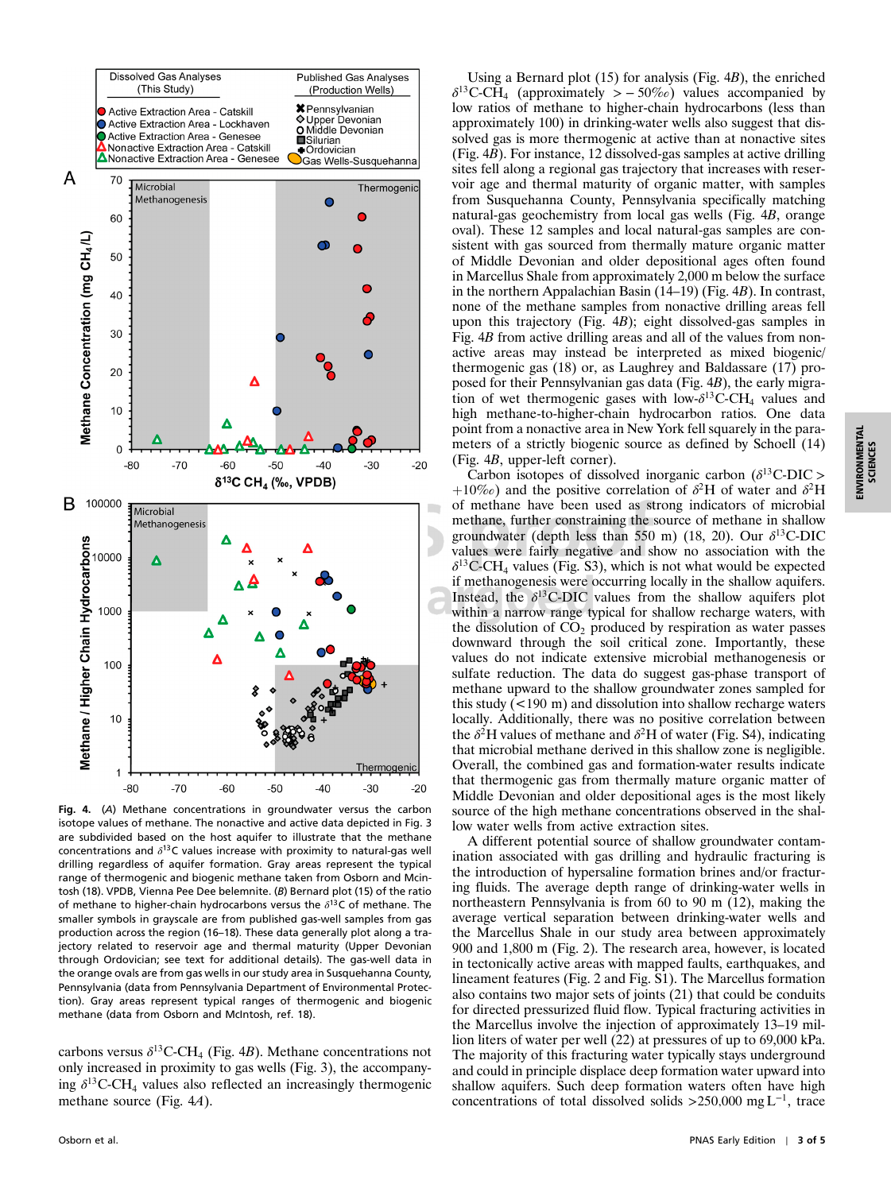Dissolved Gas Analyses (This Study)

Active Extraction Area - Catskill
Active Extraction Area - Lockhaven
Active Extraction Area - Genesee
Nonactive Extraction Area - Catskill
Nonactive Extraction Area - Genesee

Published Gas Analyses (Production Wells)

Pennsylvanian
Upper Devonian
Middle Devonian
Silurian
Ordovician
Gas Wells-Susquehanna

A

Microbial Methanogenesis

Thermogenic

Methane Concentration (mg $CH_4$/L)

70
60
50
40
30
20
10
0

-80 -70 -60 -50 -40 -30 -20

$\delta^{13}C$ $CH_4$ (‰, VPDB)

B

Microbial Methanogenesis

Thermogenic

Methane / Higher Chain Hydrocarbons

100000
10000
1000
100
10
1

-80 -70 -60 -50 -40 -30 -20

**Fig. 4.** (*A*) Methane concentrations in groundwater versus the carbon isotope values of methane. The nonactive and active data depicted in Fig. 3 are subdivided based on the host aquifer to illustrate that the methane concentrations and $\delta^{13}C$ values increase with proximity to natural-gas well drilling regardless of aquifer formation. Gray areas represent the typical range of thermogenic and biogenic methane taken from Osborn and McIntosh (18). VPDB, Vienna Pee Dee belemnite. (*B*) Bernard plot (15) of the ratio of methane to higher-chain hydrocarbons versus the $\delta^{13}C$ of methane. The smaller symbols in grayscale are from published gas-well samples from gas production across the region (16–18). These data generally plot along a trajectory related to reservoir age and thermal maturity (Upper Devonian through Ordovician; see text for additional details). The gas-well data in the orange ovals are from gas wells in our study area in Susquehanna County, Pennsylvania (data from Pennsylvania Department of Environmental Protection). Gray areas represent typical ranges of thermogenic and biogenic methane (data from Osborn and McIntosh, ref. 18).

carbons versus $\delta^{13}C$-$CH_4$ (Fig. 4*B*). Methane concentrations not only increased in proximity to gas wells (Fig. 3), the accompanying $\delta^{13}C$-$CH_4$ values also reflected an increasingly thermogenic methane source (Fig. 4*A*).

Using a Bernard plot (15) for analysis (Fig. 4*B*), the enriched $\delta^{13}C$-$CH_4$ (approximately $> -50$‰) values accompanied by low ratios of methane to higher-chain hydrocarbons (less than approximately 100) in drinking-water wells also suggest that dissolved gas is more thermogenic at active than at nonactive sites (Fig. 4*B*). For instance, 12 dissolved-gas samples at active drilling sites fell along a regional gas trajectory that increases with reservoir age and thermal maturity of organic matter, with samples from Susquehanna County, Pennsylvania specifically matching natural-gas geochemistry from local gas wells (Fig. 4*B*, orange oval). These 12 samples and local natural-gas samples are consistent with gas sourced from thermally mature organic matter of Middle Devonian and older depositional ages often found in Marcellus Shale from approximately 2,000 m below the surface in the northern Appalachian Basin (14–19) (Fig. 4*B*). In contrast, none of the methane samples from nonactive drilling areas fell upon this trajectory (Fig. 4*B*); eight dissolved-gas samples in Fig. 4*B* from active drilling areas and all of the values from nonactive areas may instead be interpreted as mixed biogenic/thermogenic gas (18) or, as Laughrey and Baldassare (17) proposed for their Pennsylvanian gas data (Fig. 4*B*), the early migration of wet thermogenic gases with low-$\delta^{13}C$-$CH_4$ values and high methane-to-higher-chain hydrocarbon ratios. One data point from a nonactive area in New York fell squarely in the parameters of a strictly biogenic source as defined by Schoell (14) (Fig. 4*B*, upper-left corner).

Carbon isotopes of dissolved inorganic carbon ($\delta^{13}C$-DIC $> +10$‰) and the positive correlation of $\delta^2H$ of water and $\delta^2H$ of methane have been used as strong indicators of microbial methane, further constraining the source of methane in shallow groundwater (depth less than 550 m) (18, 20). Our $\delta^{13}C$-DIC values were fairly negative and show no association with the $\delta^{13}C$-$CH_4$ values (Fig. S3), which is not what would be expected if methanogenesis were occurring locally in the shallow aquifers. Instead, the $\delta^{13}C$-DIC values from the shallow aquifers plot within a narrow range typical for shallow recharge waters, with the dissolution of $CO_2$ produced by respiration as water passes downward through the soil critical zone. Importantly, these values do not indicate extensive microbial methanogenesis or sulfate reduction. The data do suggest gas-phase transport of methane upward to the shallow groundwater zones sampled for this study ($<$190 m) and dissolution into shallow recharge waters locally. Additionally, there was no positive correlation between the $\delta^2H$ values of methane and $\delta^2H$ of water (Fig. S4), indicating that microbial methane derived in this shallow zone is negligible. Overall, the combined gas and formation-water results indicate that thermogenic gas from thermally mature organic matter of Middle Devonian and older depositional ages is the most likely source of the high methane concentrations observed in the shallow water wells from active extraction sites.

A different potential source of shallow groundwater contamination associated with gas drilling and hydraulic fracturing is the introduction of hypersaline formation brines and/or fracturing fluids. The average depth range of drinking-water wells in northeastern Pennsylvania is from 60 to 90 m (12), making the average vertical separation between drinking-water wells and the Marcellus Shale in our study area between approximately 900 and 1,800 m (Fig. 2). The research area, however, is located in tectonically active areas with mapped faults, earthquakes, and lineament features (Fig. 2 and Fig. S1). The Marcellus formation also contains two major sets of joints (21) that could be conduits for directed pressurized fluid flow. Typical fracturing activities in the Marcellus involve the injection of approximately 13–19 million liters of water per well (22) at pressures of up to 69,000 kPa. The majority of this fracturing water typically stays underground and could in principle displace deep formation water upward into shallow aquifers. Such deep formation waters often have high concentrations of total dissolved solids >250,000 mg $L^{-1}$, trace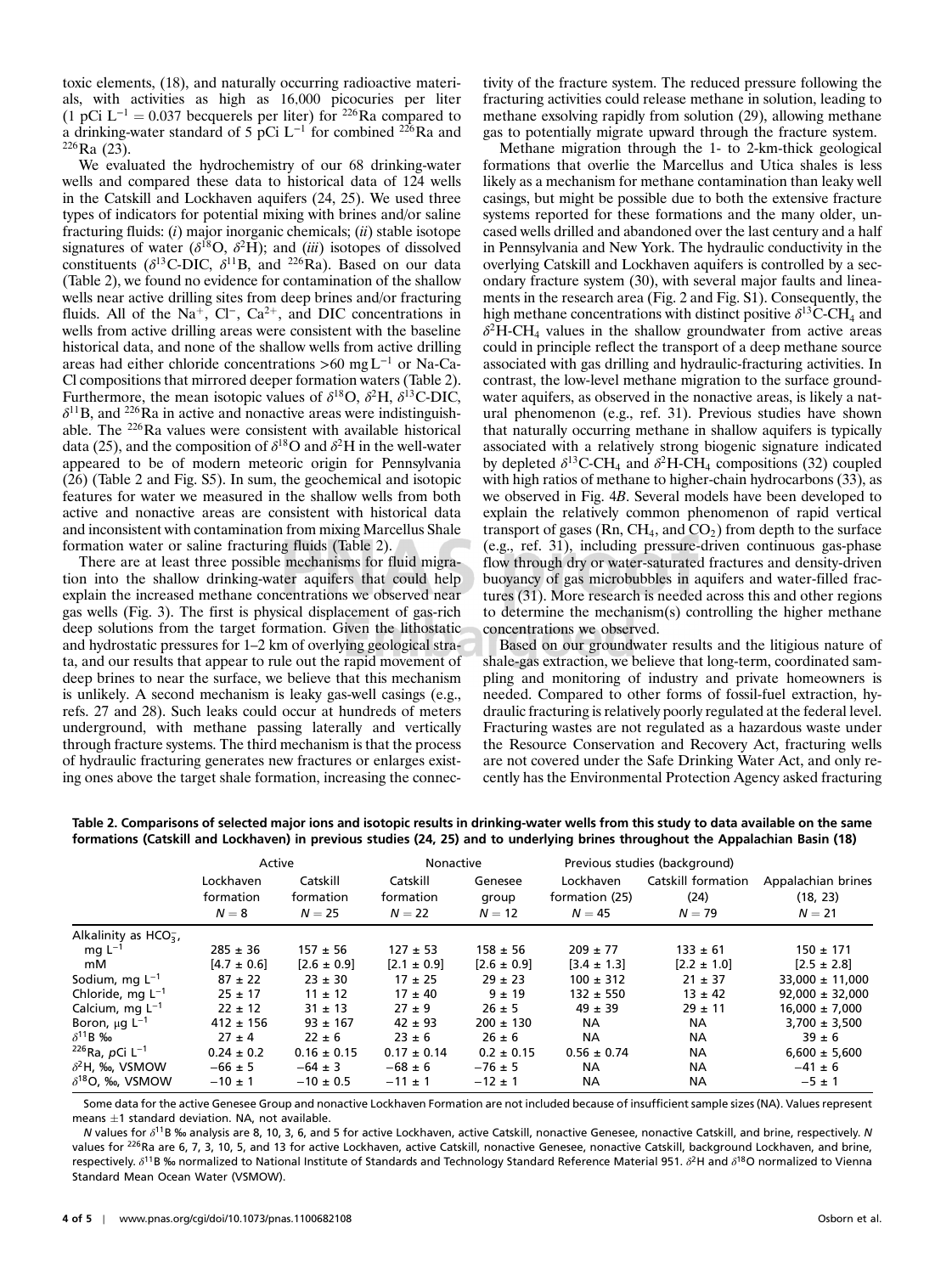toxic elements, (18), and naturally occurring radioactive materials, with activities as high as 16,000 picocuries per liter (1 pCi $L^{-1}$ = 0.037 becquerels per liter) for $^{226}$Ra compared to a drinking-water standard of 5 pCi $L^{-1}$ for combined $^{226}$Ra and $^{226}$Ra (23).

We evaluated the hydrochemistry of our 68 drinking-water wells and compared these data to historical data of 124 wells in the Catskill and Lockhaven aquifers (24, 25). We used three types of indicators for potential mixing with brines and/or saline fracturing fluids: (*i*) major inorganic chemicals; (*ii*) stable isotope signatures of water ($\delta^{18}$O, $\delta^{2}$H); and (*iii*) isotopes of dissolved constituents ($\delta^{13}$C-DIC, $\delta^{11}$B, and $^{226}$Ra). Based on our data (Table 2), we found no evidence for contamination of the shallow wells near active drilling sites from deep brines and/or fracturing fluids. All of the $Na^{+}$, $Cl^{-}$, $Ca^{2+}$, and DIC concentrations in wells from active drilling areas were consistent with the baseline historical data, and none of the shallow wells from active drilling areas had either chloride concentrations >60 mg $L^{-1}$ or Na-Ca-Cl compositions that mirrored deeper formation waters (Table 2). Furthermore, the mean isotopic values of $\delta^{18}$O, $\delta^{2}$H, $\delta^{13}$C-DIC, $\delta^{11}$B, and $^{226}$Ra in active and nonactive areas were indistinguishable. The $^{226}$Ra values were consistent with available historical data (25), and the composition of $\delta^{18}$O and $\delta^{2}$H in the well-water appeared to be of modern meteoric origin for Pennsylvania (26) (Table 2 and Fig. S5). In sum, the geochemical and isotopic features for water we measured in the shallow wells from both active and nonactive areas are consistent with historical data and inconsistent with contamination from mixing Marcellus Shale formation water or saline fracturing fluids (Table 2).

There are at least three possible mechanisms for fluid migration into the shallow drinking-water aquifers that could help explain the increased methane concentrations we observed near gas wells (Fig. 3). The first is physical displacement of gas-rich deep solutions from the target formation. Given the lithostatic and hydrostatic pressures for 1–2 km of overlying geological strata, and our results that appear to rule out the rapid movement of deep brines to near the surface, we believe that this mechanism is unlikely. A second mechanism is leaky gas-well casings (e.g., refs. 27 and 28). Such leaks could occur at hundreds of meters underground, with methane passing laterally and vertically through fracture systems. The third mechanism is that the process of hydraulic fracturing generates new fractures or enlarges existing ones above the target shale formation, increasing the connectivity of the fracture system. The reduced pressure following the fracturing activities could release methane in solution, leading to methane exsolving rapidly from solution (29), allowing methane gas to potentially migrate upward through the fracture system.

Methane migration through the 1- to 2-km-thick geological formations that overlie the Marcellus and Utica shales is less likely as a mechanism for methane contamination than leaky well casings, but might be possible due to both the extensive fracture systems reported for these formations and the many older, uncased wells drilled and abandoned over the last century and a half in Pennsylvania and New York. The hydraulic conductivity in the overlying Catskill and Lockhaven aquifers is controlled by a secondary fracture system (30), with several major faults and lineaments in the research area (Fig. 2 and Fig. S1). Consequently, the high methane concentrations with distinct positive $\delta^{13}$C-$CH_4$ and $\delta^{2}$H-$CH_4$ values in the shallow groundwater from active areas could in principle reflect the transport of a deep methane source associated with gas drilling and hydraulic-fracturing activities. In contrast, the low-level methane migration to the surface groundwater aquifers, as observed in the nonactive areas, is likely a natural phenomenon (e.g., ref. 31). Previous studies have shown that naturally occurring methane in shallow aquifers is typically associated with a relatively strong biogenic signature indicated by depleted $\delta^{13}$C-$CH_4$ and $\delta^{2}$H-$CH_4$ compositions (32) coupled with high ratios of methane to higher-chain hydrocarbons (33), as we observed in Fig. 4*B*. Several models have been developed to explain the relatively common phenomenon of rapid vertical transport of gases (Rn, $CH_4$, and $CO_2$) from depth to the surface (e.g., ref. 31), including pressure-driven continuous gas-phase flow through dry or water-saturated fractures and density-driven buoyancy of gas microbubbles in aquifers and water-filled fractures (31). More research is needed across this and other regions to determine the mechanism(s) controlling the higher methane concentrations we observed.

Based on our groundwater results and the litigious nature of shale-gas extraction, we believe that long-term, coordinated sampling and monitoring of industry and private homeowners is needed. Compared to other forms of fossil-fuel extraction, hydraulic fracturing is relatively poorly regulated at the federal level. Fracturing wastes are not regulated as a hazardous waste under the Resource Conservation and Recovery Act, fracturing wells are not covered under the Safe Drinking Water Act, and only recently has the Environmental Protection Agency asked fracturing

**Table 2. Comparisons of selected major ions and isotopic results in drinking-water wells from this study to data available on the same formations (Catskill and Lockhaven) in previous studies (24, 25) and to underlying brines throughout the Appalachian Basin (18)**

| | Active | | Nonactive | | Previous studies (background) | | |
|---|---|---|---|---|---|---|---|
| | Lockhaven formation $N = 8$ | Catskill formation $N = 25$ | Catskill formation $N = 22$ | Genesee group $N = 12$ | Lockhaven formation (25) $N = 45$ | Catskill formation (24) $N = 79$ | Appalachian brines (18, 23) $N = 21$ |
| Alkalinity as $HCO_3^-$, | | | | | | | |
| mg $L^{-1}$ | 285 ± 36 | 157 ± 56 | 127 ± 53 | 158 ± 56 | 209 ± 77 | 133 ± 61 | 150 ± 171 |
| mM | [4.7 ± 0.6] | [2.6 ± 0.9] | [2.1 ± 0.9] | [2.6 ± 0.9] | [3.4 ± 1.3] | [2.2 ± 1.0] | [2.5 ± 2.8] |
| Sodium, mg $L^{-1}$ | 87 ± 22 | 23 ± 30 | 17 ± 25 | 29 ± 23 | 100 ± 312 | 21 ± 37 | 33,000 ± 11,000 |
| Chloride, mg $L^{-1}$ | 25 ± 17 | 11 ± 12 | 17 ± 40 | 9 ± 19 | 132 ± 550 | 13 ± 42 | 92,000 ± 32,000 |
| Calcium, mg $L^{-1}$ | 22 ± 12 | 31 ± 13 | 27 ± 9 | 26 ± 5 | 49 ± 39 | 29 ± 11 | 16,000 ± 7,000 |
| Boron, μg $L^{-1}$ | 412 ± 156 | 93 ± 167 | 42 ± 93 | 200 ± 130 | NA | NA | 3,700 ± 3,500 |
| $\delta^{11}$B ‰ | 27 ± 4 | 22 ± 6 | 23 ± 6 | 26 ± 6 | NA | NA | 39 ± 6 |
| $^{226}$Ra, *p*Ci $L^{-1}$ | 0.24 ± 0.2 | 0.16 ± 0.15 | 0.17 ± 0.14 | 0.2 ± 0.15 | 0.56 ± 0.74 | NA | 6,600 ± 5,600 |
| $\delta^{2}$H, ‰, VSMOW | −66 ± 5 | −64 ± 3 | −68 ± 6 | −76 ± 5 | NA | NA | −41 ± 6 |
| $\delta^{18}$O, ‰, VSMOW | −10 ± 1 | −10 ± 0.5 | −11 ± 1 | −12 ± 1 | NA | NA | −5 ± 1 |

Some data for the active Genesee Group and nonactive Lockhaven Formation are not included because of insufficient sample sizes (NA). Values represent means ±1 standard deviation. NA, not available.

*N* values for $\delta^{11}$B ‰ analysis are 8, 10, 3, 6, and 5 for active Lockhaven, active Catskill, nonactive Genesee, nonactive Catskill, and brine, respectively. *N* values for $^{226}$Ra are 6, 7, 3, 10, 5, and 13 for active Lockhaven, active Catskill, nonactive Genesee, nonactive Catskill, background Lockhaven, and brine, respectively. $\delta^{11}$B ‰ normalized to National Institute of Standards and Technology Standard Reference Material 951. $\delta^{2}$H and $\delta^{18}$O normalized to Vienna Standard Mean Ocean Water (VSMOW).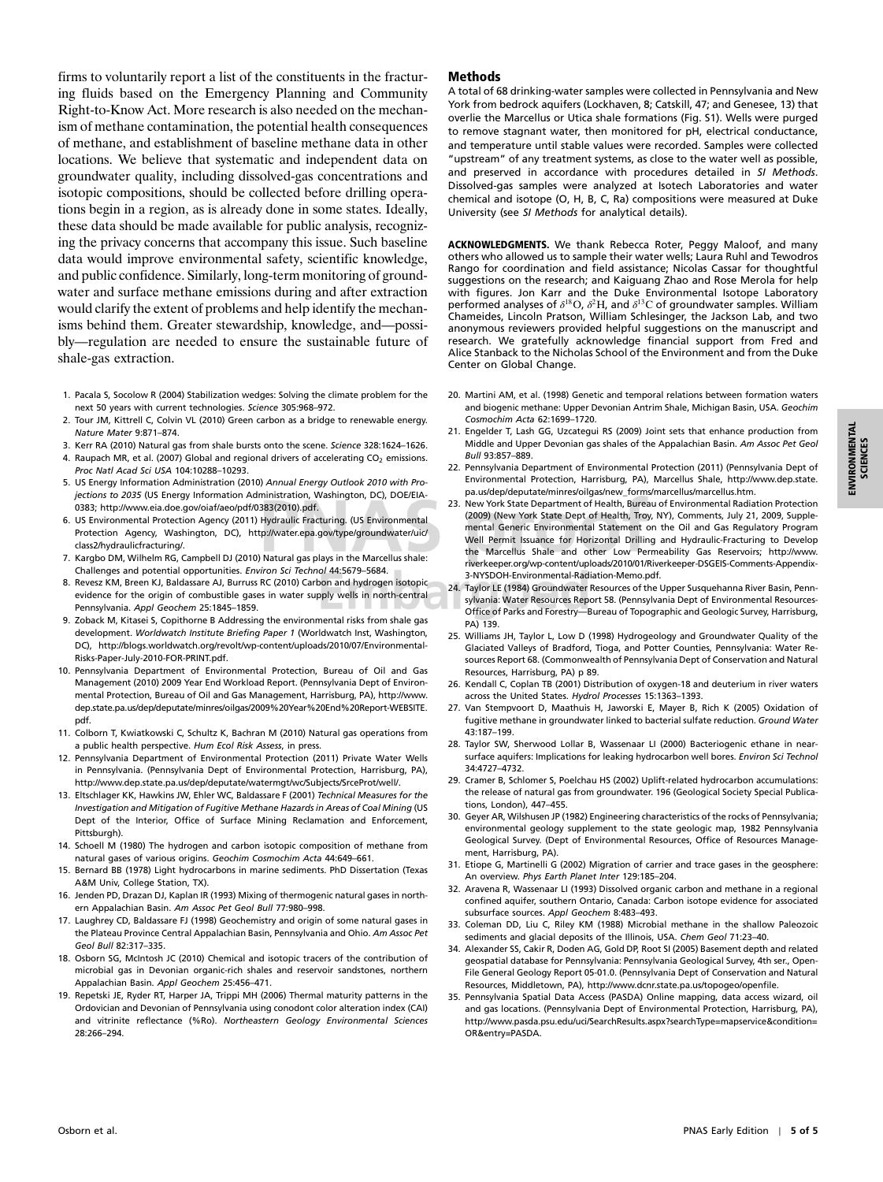firms to voluntarily report a list of the constituents in the fracturing fluids based on the Emergency Planning and Community Right-to-Know Act. More research is also needed on the mechanism of methane contamination, the potential health consequences of methane, and establishment of baseline methane data in other locations. We believe that systematic and independent data on groundwater quality, including dissolved-gas concentrations and isotopic compositions, should be collected before drilling operations begin in a region, as is already done in some states. Ideally, these data should be made available for public analysis, recognizing the privacy concerns that accompany this issue. Such baseline data would improve environmental safety, scientific knowledge, and public confidence. Similarly, long-term monitoring of groundwater and surface methane emissions during and after extraction would clarify the extent of problems and help identify the mechanisms behind them. Greater stewardship, knowledge, and—possibly—regulation are needed to ensure the sustainable future of shale-gas extraction.

## Methods

A total of 68 drinking-water samples were collected in Pennsylvania and New York from bedrock aquifers (Lockhaven, 8; Catskill, 47; and Genesee, 13) that overlie the Marcellus or Utica shale formations (Fig. S1). Wells were purged to remove stagnant water, then monitored for pH, electrical conductance, and temperature until stable values were recorded. Samples were collected "upstream" of any treatment systems, as close to the water well as possible, and preserved in accordance with procedures detailed in *SI Methods*. Dissolved-gas samples were analyzed at Isotech Laboratories and water chemical and isotope (O, H, B, C, Ra) compositions were measured at Duke University (see *SI Methods* for analytical details).

**ACKNOWLEDGMENTS.** We thank Rebecca Roter, Peggy Maloof, and many others who allowed us to sample their water wells; Laura Ruhl and Tewodros Rango for coordination and field assistance; Nicolas Cassar for thoughtful suggestions on the research; and Kaiguang Zhao and Rose Merola for help with figures. Jon Karr and the Duke Environmental Isotope Laboratory performed analyses of $\delta^{18}O$, $\delta^{2}H$, and $\delta^{13}C$ of groundwater samples. William Chameides, Lincoln Pratson, William Schlesinger, the Jackson Lab, and two anonymous reviewers provided helpful suggestions on the manuscript and research. We gratefully acknowledge financial support from Fred and Alice Stanback to the Nicholas School of the Environment and from the Duke Center on Global Change.

1. Pacala S, Socolow R (2004) Stabilization wedges: Solving the climate problem for the next 50 years with current technologies. *Science* 305:968–972.
2. Tour JM, Kittrell C, Colvin VL (2010) Green carbon as a bridge to renewable energy. *Nature Mater* 9:871–874.
3. Kerr RA (2010) Natural gas from shale bursts onto the scene. *Science* 328:1624–1626.
4. Raupach MR, et al. (2007) Global and regional drivers of accelerating $CO_2$ emissions. *Proc Natl Acad Sci USA* 104:10288–10293.
5. US Energy Information Administration (2010) *Annual Energy Outlook 2010 with Projections to 2035* (US Energy Information Administration, Washington, DC), DOE/EIA-0383; http://www.eia.doe.gov/oiaf/aeo/pdf/0383(2010).pdf.
6. US Environmental Protection Agency (2011) Hydraulic Fracturing. (US Environmental Protection Agency, Washington, DC), http://water.epa.gov/type/groundwater/uic/class2/hydraulicfracturing/.
7. Kargbo DM, Wilhelm RG, Campbell DJ (2010) Natural gas plays in the Marcellus shale: Challenges and potential opportunities. *Environ Sci Technol* 44:5679–5684.
8. Revesz KM, Breen KJ, Baldassare AJ, Burruss RC (2010) Carbon and hydrogen isotopic evidence for the origin of combustible gases in water supply wells in north-central Pennsylvania. *Appl Geochem* 25:1845–1859.
9. Zoback M, Kitasei S, Copithorne B Addressing the environmental risks from shale gas development. *Worldwatch Institute Briefing Paper 1* (Worldwatch Inst, Washington, DC), http://blogs.worldwatch.org/revolt/wp-content/uploads/2010/07/Environmental-Risks-Paper-July-2010-FOR-PRINT.pdf.
10. Pennsylvania Department of Environmental Protection, Bureau of Oil and Gas Management (2010) 2009 Year End Workload Report. (Pennsylvania Dept of Environmental Protection, Bureau of Oil and Gas Management, Harrisburg, PA), http://www.dep.state.pa.us/dep/deputate/minres/oilgas/2009%20Year%20End%20Report-WEBSITE.pdf.
11. Colborn T, Kwiatkowski C, Schultz K, Bachran M (2010) Natural gas operations from a public health perspective. *Hum Ecol Risk Assess*, in press.
12. Pennsylvania Department of Environmental Protection (2011) Private Water Wells in Pennsylvania. (Pennsylvania Dept of Environmental Protection, Harrisburg, PA), http://www.dep.state.pa.us/dep/deputate/watermgt/wc/Subjects/SrceProt/well/.
13. Eltschlager KK, Hawkins JW, Ehler WC, Baldassare F (2001) *Technical Measures for the Investigation and Mitigation of Fugitive Methane Hazards in Areas of Coal Mining* (US Dept of the Interior, Office of Surface Mining Reclamation and Enforcement, Pittsburgh).
14. Schoell M (1980) The hydrogen and carbon isotopic composition of methane from natural gases of various origins. *Geochim Cosmochim Acta* 44:649–661.
15. Bernard BB (1978) Light hydrocarbons in marine sediments. PhD Dissertation (Texas A&M Univ, College Station, TX).
16. Jenden PD, Drazan DJ, Kaplan IR (1993) Mixing of thermogenic natural gases in northern Appalachian Basin. *Am Assoc Pet Geol Bull* 77:980–998.
17. Laughrey CD, Baldassare FJ (1998) Geochemistry and origin of some natural gases in the Plateau Province Central Appalachian Basin, Pennsylvania and Ohio. *Am Assoc Pet Geol Bull* 82:317–335.
18. Osborn SG, McIntosh JC (2010) Chemical and isotopic tracers of the contribution of microbial gas in Devonian organic-rich shales and reservoir sandstones, northern Appalachian Basin. *Appl Geochem* 25:456–471.
19. Repetski JE, Ryder RT, Harper JA, Trippi MH (2006) Thermal maturity patterns in the Ordovician and Devonian of Pennsylvania using conodont color alteration index (CAI) and vitrinite reflectance (%Ro). *Northeastern Geology Environmental Sciences* 28:266–294.
20. Martini AM, et al. (1998) Genetic and temporal relations between formation waters and biogenic methane: Upper Devonian Antrim Shale, Michigan Basin, USA. *Geochim Cosmochim Acta* 62:1699–1720.
21. Engelder T, Lash GG, Uzcategui RS (2009) Joint sets that enhance production from Middle and Upper Devonian gas shales of the Appalachian Basin. *Am Assoc Pet Geol Bull* 93:857–889.
22. Pennsylvania Department of Environmental Protection (2011) (Pennsylvania Dept of Environmental Protection, Harrisburg, PA), Marcellus Shale, http://www.dep.state.pa.us/dep/deputate/minres/oilgas/new_forms/marcellus/marcellus.htm.
23. New York State Department of Health, Bureau of Environmental Radiation Protection (2009) (New York State Dept of Health, Troy, NY), Comments, July 21, 2009, Supplemental Generic Environmental Statement on the Oil and Gas Regulatory Program Well Permit Issuance for Horizontal Drilling and Hydraulic-Fracturing to Develop the Marcellus Shale and other Low Permeability Gas Reservoirs; http://www.riverkeeper.org/wp-content/uploads/2010/01/Riverkeeper-DSGEIS-Comments-Appendix-3-NYSDOH-Environmental-Radiation-Memo.pdf.
24. Taylor LE (1984) Groundwater Resources of the Upper Susquehanna River Basin, Pennsylvania: Water Resources Report 58. (Pennsylvania Dept of Environmental Resources-Office of Parks and Forestry—Bureau of Topographic and Geologic Survey, Harrisburg, PA) 139.
25. Williams JH, Taylor L, Low D (1998) Hydrogeology and Groundwater Quality of the Glaciated Valleys of Bradford, Tioga, and Potter Counties, Pennsylvania: Water Resources Report 68. (Commonwealth of Pennsylvania Dept of Conservation and Natural Resources, Harrisburg, PA) p 89.
26. Kendall C, Coplan TB (2001) Distribution of oxygen-18 and deuterium in river waters across the United States. *Hydrol Processes* 15:1363–1393.
27. Van Stempvoort D, Maathuis H, Jaworski E, Mayer B, Rich K (2005) Oxidation of fugitive methane in groundwater linked to bacterial sulfate reduction. *Ground Water* 43:187–199.
28. Taylor SW, Sherwood Lollar B, Wassenaar LI (2000) Bacteriogenic ethane in near-surface aquifers: Implications for leaking hydrocarbon well bores. *Environ Sci Technol* 34:4727–4732.
29. Cramer B, Schlomer S, Poelchau HS (2002) Uplift-related hydrocarbon accumulations: the release of natural gas from groundwater. 196 (Geological Society Special Publications, London), 447–455.
30. Geyer AR, Wilshusen JP (1982) Engineering characteristics of the rocks of Pennsylvania; environmental geology supplement to the state geologic map, 1982 Pennsylvania Geological Survey. (Dept of Environmental Resources, Office of Resources Management, Harrisburg, PA).
31. Etiope G, Martinelli G (2002) Migration of carrier and trace gases in the geosphere: An overview. *Phys Earth Planet Inter* 129:185–204.
32. Aravena R, Wassenaar LI (1993) Dissolved organic carbon and methane in a regional confined aquifer, southern Ontario, Canada: Carbon isotope evidence for associated subsurface sources. *Appl Geochem* 8:483–493.
33. Coleman DD, Liu C, Riley KM (1988) Microbial methane in the shallow Paleozoic sediments and glacial deposits of the Illinois, USA. *Chem Geol* 71:23–40.
34. Alexander SS, Cakir R, Doden AG, Gold DP, Root SI (2005) Basement depth and related geospatial database for Pennsylvania: Pennsylvania Geological Survey, 4th ser., Open-File General Geology Report 05-01.0. (Pennsylvania Dept of Conservation and Natural Resources, Middletown, PA), http://www.dcnr.state.pa.us/topogeo/openfile.
35. Pennsylvania Spatial Data Access (PASDA) Online mapping, data access wizard, oil and gas locations. (Pennsylvania Dept of Environmental Protection, Harrisburg, PA), http://www.pasda.psu.edu/uci/SearchResults.aspx?searchType=mapservice&condition=OR&entry=PASDA.